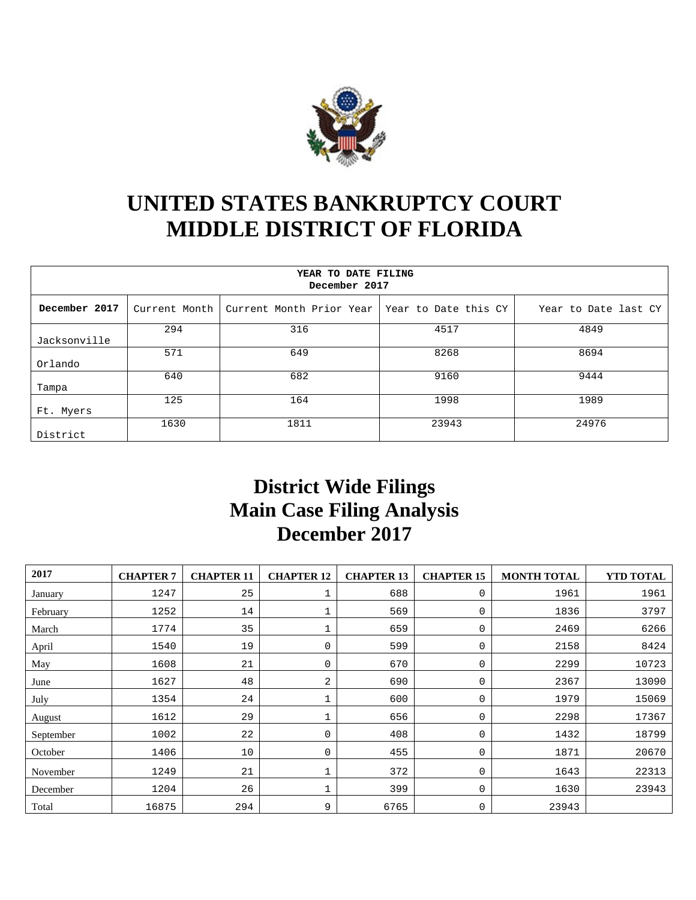# UNITED STATES BANKRUPTCY COURT
# MIDDLE DISTRICT OF FLORIDA

| YEAR TO DATE FILING December 2017 | | | | |
|---|---|---|---|---|
| **December 2017** | Current Month | Current Month Prior Year | Year to Date this CY | Year to Date last CY |
| Jacksonville | 294 | 316 | 4517 | 4849 |
| Orlando | 571 | 649 | 8268 | 8694 |
| Tampa | 640 | 682 | 9160 | 9444 |
| Ft. Myers | 125 | 164 | 1998 | 1989 |
| District | 1630 | 1811 | 23943 | 24976 |

## District Wide Filings
## Main Case Filing Analysis
## December 2017

| 2017 | CHAPTER 7 | CHAPTER 11 | CHAPTER 12 | CHAPTER 13 | CHAPTER 15 | MONTH TOTAL | YTD TOTAL |
|---|---|---|---|---|---|---|---|
| January | 1247 | 25 | 1 | 688 | 0 | 1961 | 1961 |
| February | 1252 | 14 | 1 | 569 | 0 | 1836 | 3797 |
| March | 1774 | 35 | 1 | 659 | 0 | 2469 | 6266 |
| April | 1540 | 19 | 0 | 599 | 0 | 2158 | 8424 |
| May | 1608 | 21 | 0 | 670 | 0 | 2299 | 10723 |
| June | 1627 | 48 | 2 | 690 | 0 | 2367 | 13090 |
| July | 1354 | 24 | 1 | 600 | 0 | 1979 | 15069 |
| August | 1612 | 29 | 1 | 656 | 0 | 2298 | 17367 |
| September | 1002 | 22 | 0 | 408 | 0 | 1432 | 18799 |
| October | 1406 | 10 | 0 | 455 | 0 | 1871 | 20670 |
| November | 1249 | 21 | 1 | 372 | 0 | 1643 | 22313 |
| December | 1204 | 26 | 1 | 399 | 0 | 1630 | 23943 |
| Total | 16875 | 294 | 9 | 6765 | 0 | 23943 | |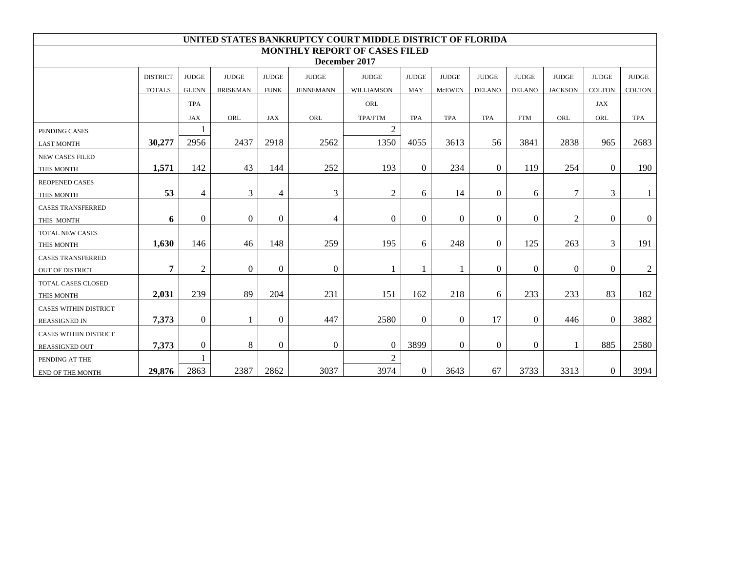# UNITED STATES BANKRUPTCY COURT MIDDLE DISTRICT OF FLORIDA

## MONTHLY REPORT OF CASES FILED

### December 2017

| | DISTRICT TOTALS | JUDGE GLENN TPA JAX | JUDGE BRISKMAN ORL | JUDGE FUNK JAX | JUDGE JENNEMANN ORL | JUDGE WILLIAMSON ORL TPA/FTM | JUDGE MAY TPA | JUDGE McEWEN TPA | JUDGE DELANO TPA | JUDGE DELANO FTM | JUDGE JACKSON ORL | JUDGE COLTON JAX ORL | JUDGE COLTON TPA |
|---|---|---|---|---|---|---|---|---|---|---|---|---|---|
| PENDING CASES LAST MONTH | **30,277** | 1<br>2956 | 2437 | 2918 | 2562 | 2<br>1350 | 4055 | 3613 | 56 | 3841 | 2838 | 965 | 2683 |
| NEW CASES FILED THIS MONTH | **1,571** | 142 | 43 | 144 | 252 | 193 | 0 | 234 | 0 | 119 | 254 | 0 | 190 |
| REOPENED CASES THIS MONTH | **53** | 4 | 3 | 4 | 3 | 2 | 6 | 14 | 0 | 6 | 7 | 3 | 1 |
| CASES TRANSFERRED THIS MONTH | **6** | 0 | 0 | 0 | 4 | 0 | 0 | 0 | 0 | 0 | 2 | 0 | 0 |
| TOTAL NEW CASES THIS MONTH | **1,630** | 146 | 46 | 148 | 259 | 195 | 6 | 248 | 0 | 125 | 263 | 3 | 191 |
| CASES TRANSFERRED OUT OF DISTRICT | **7** | 2 | 0 | 0 | 0 | 1 | 1 | 1 | 0 | 0 | 0 | 0 | 2 |
| TOTAL CASES CLOSED THIS MONTH | **2,031** | 239 | 89 | 204 | 231 | 151 | 162 | 218 | 6 | 233 | 233 | 83 | 182 |
| CASES WITHIN DISTRICT REASSIGNED IN | **7,373** | 0 | 1 | 0 | 447 | 2580 | 0 | 0 | 17 | 0 | 446 | 0 | 3882 |
| CASES WITHIN DISTRICT REASSIGNED OUT | **7,373** | 0 | 8 | 0 | 0 | 0 | 3899 | 0 | 0 | 0 | 1 | 885 | 2580 |
| PENDING AT THE END OF THE MONTH | **29,876** | 1<br>2863 | 2387 | 2862 | 3037 | 2<br>3974 | 0 | 3643 | 67 | 3733 | 3313 | 0 | 3994 |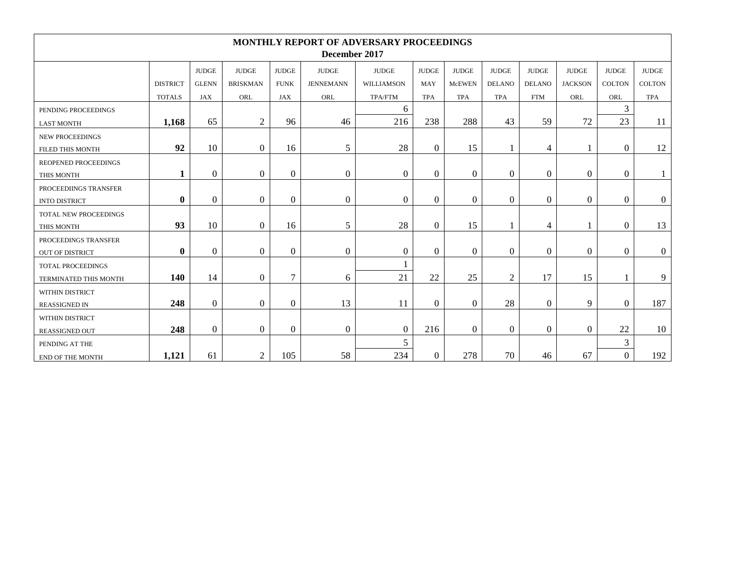# MONTHLY REPORT OF ADVERSARY PROCEEDINGS

## December 2017

| | DISTRICT TOTALS | JUDGE GLENN JAX | JUDGE BRISKMAN ORL | JUDGE FUNK JAX | JUDGE JENNEMANN ORL | JUDGE WILLIAMSON TPA/FTM | JUDGE MAY TPA | JUDGE McEWEN TPA | JUDGE DELANO TPA | JUDGE DELANO FTM | JUDGE JACKSON ORL | JUDGE COLTON ORL | JUDGE COLTON TPA |
|---|---|---|---|---|---|---|---|---|---|---|---|---|---|
| PENDING PROCEEDINGS LAST MONTH | **1,168** | 65 | 2 | 96 | 46 | 6 / 216 | 238 | 288 | 43 | 59 | 72 | 3 / 23 | 11 |
| NEW PROCEEDINGS FILED THIS MONTH | **92** | 10 | 0 | 16 | 5 | 28 | 0 | 15 | 1 | 4 | 1 | 0 | 12 |
| REOPENED PROCEEDINGS THIS MONTH | **1** | 0 | 0 | 0 | 0 | 0 | 0 | 0 | 0 | 0 | 0 | 0 | 1 |
| PROCEEDIINGS TRANSFER INTO DISTRICT | **0** | 0 | 0 | 0 | 0 | 0 | 0 | 0 | 0 | 0 | 0 | 0 | 0 |
| TOTAL NEW PROCEEDINGS THIS MONTH | **93** | 10 | 0 | 16 | 5 | 28 | 0 | 15 | 1 | 4 | 1 | 0 | 13 |
| PROCEEDINGS TRANSFER OUT OF DISTRICT | **0** | 0 | 0 | 0 | 0 | 0 | 0 | 0 | 0 | 0 | 0 | 0 | 0 |
| TOTAL PROCEEDINGS TERMINATED THIS MONTH | **140** | 14 | 0 | 7 | 6 | 1 / 21 | 22 | 25 | 2 | 17 | 15 | 1 | 9 |
| WITHIN DISTRICT REASSIGNED IN | **248** | 0 | 0 | 0 | 13 | 11 | 0 | 0 | 28 | 0 | 9 | 0 | 187 |
| WITHIN DISTRICT REASSIGNED OUT | **248** | 0 | 0 | 0 | 0 | 0 | 216 | 0 | 0 | 0 | 0 | 22 | 10 |
| PENDING AT THE END OF THE MONTH | **1,121** | 61 | 2 | 105 | 58 | 5 / 234 | 0 | 278 | 70 | 46 | 67 | 3 / 0 | 192 |